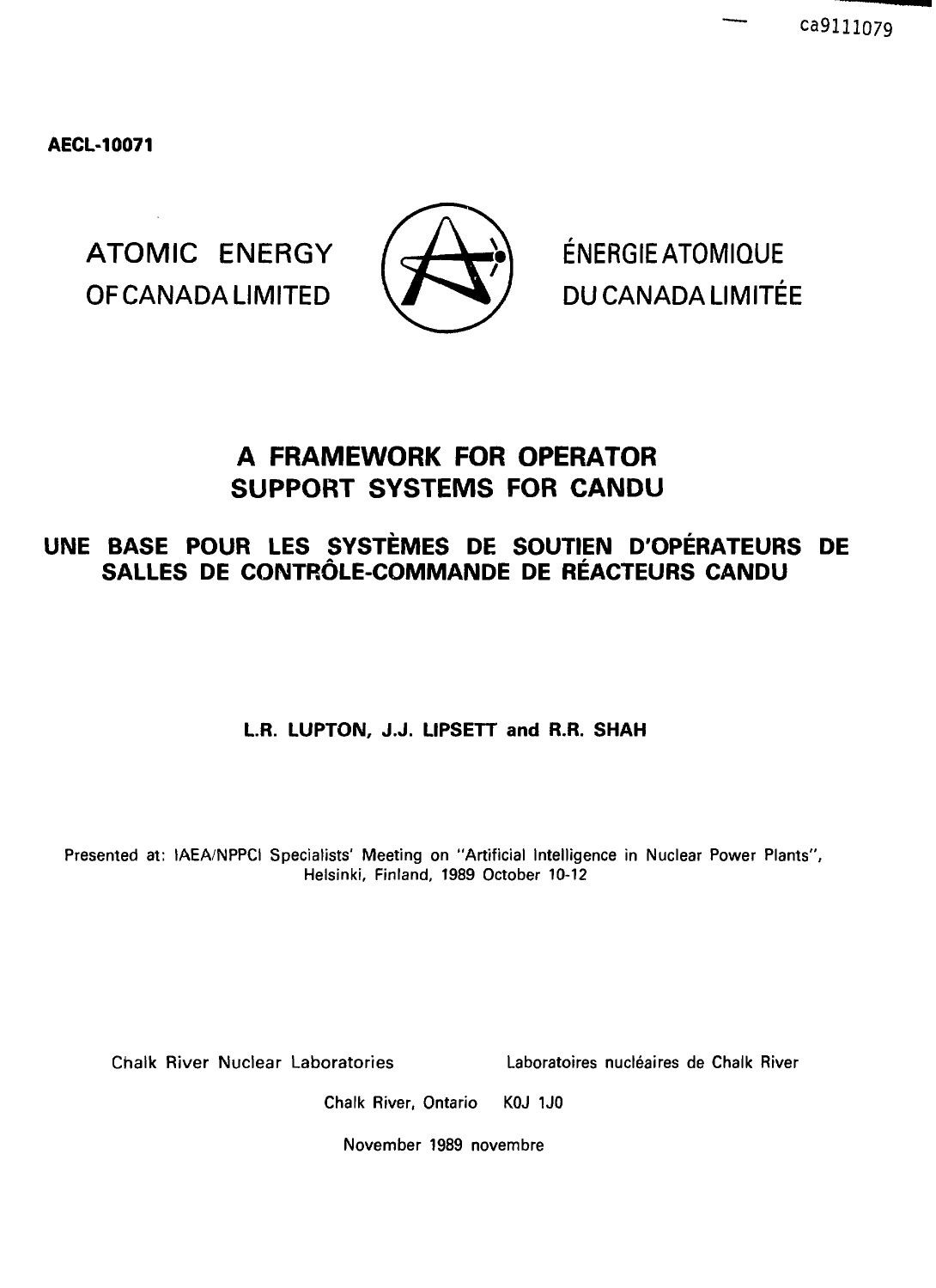ca9111079

**AECL-10071**

ATOMIC ENERGY OF CANADA LIMITED

ÉNERGIE ATOMIQUE DU CANADA LIMITÉE

# A FRAMEWORK FOR OPERATOR SUPPORT SYSTEMS FOR CANDU

## UNE BASE POUR LES SYSTÈMES DE SOUTIEN D'OPÉRATEURS DE SALLES DE CONTRÔLE-COMMANDE DE RÉACTEURS CANDU

**L.R. LUPTON, J.J. LIPSETT and R.R. SHAH**

Presented at: IAEA/NPPCI Specialists' Meeting on "Artificial Intelligence in Nuclear Power Plants", Helsinki, Finland, 1989 October 10-12

Chalk River Nuclear Laboratories — Laboratoires nucléaires de Chalk River

Chalk River, Ontario K0J 1J0

November 1989 novembre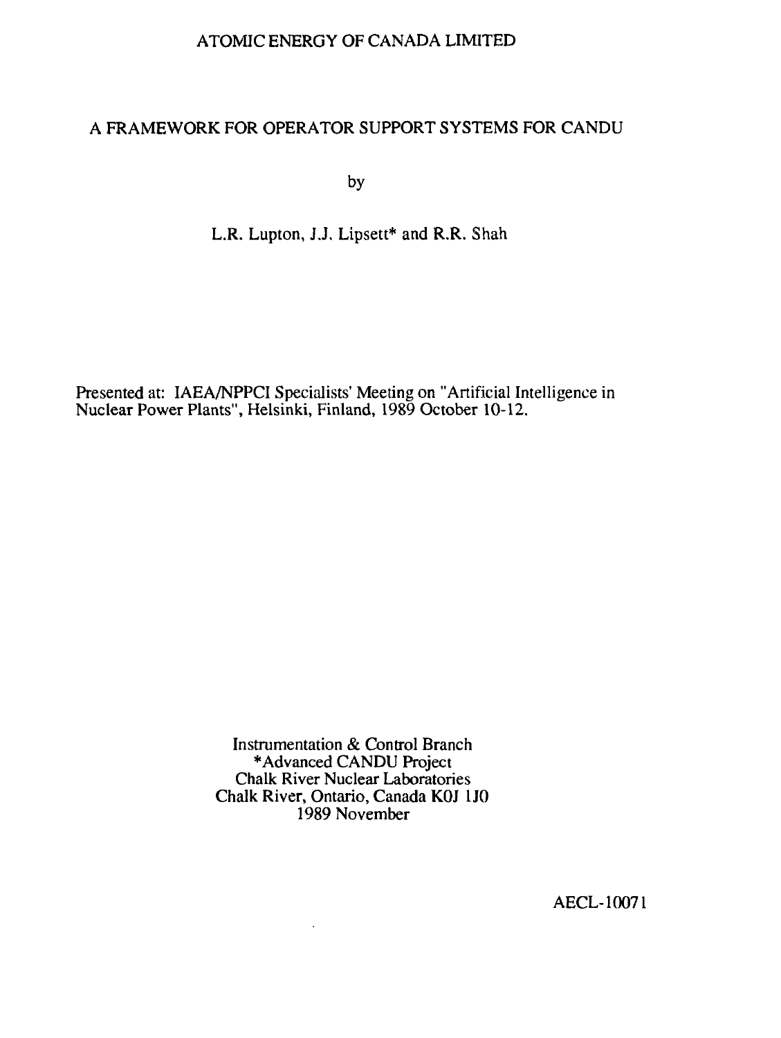ATOMIC ENERGY OF CANADA LIMITED

# A FRAMEWORK FOR OPERATOR SUPPORT SYSTEMS FOR CANDU

by

L.R. Lupton, J.J. Lipsett* and R.R. Shah

Presented at: IAEA/NPPCI Specialists' Meeting on "Artificial Intelligence in Nuclear Power Plants", Helsinki, Finland, 1989 October 10-12.

Instrumentation & Control Branch
*Advanced CANDU Project
Chalk River Nuclear Laboratories
Chalk River, Ontario, Canada K0J 1J0
1989 November

AECL-10071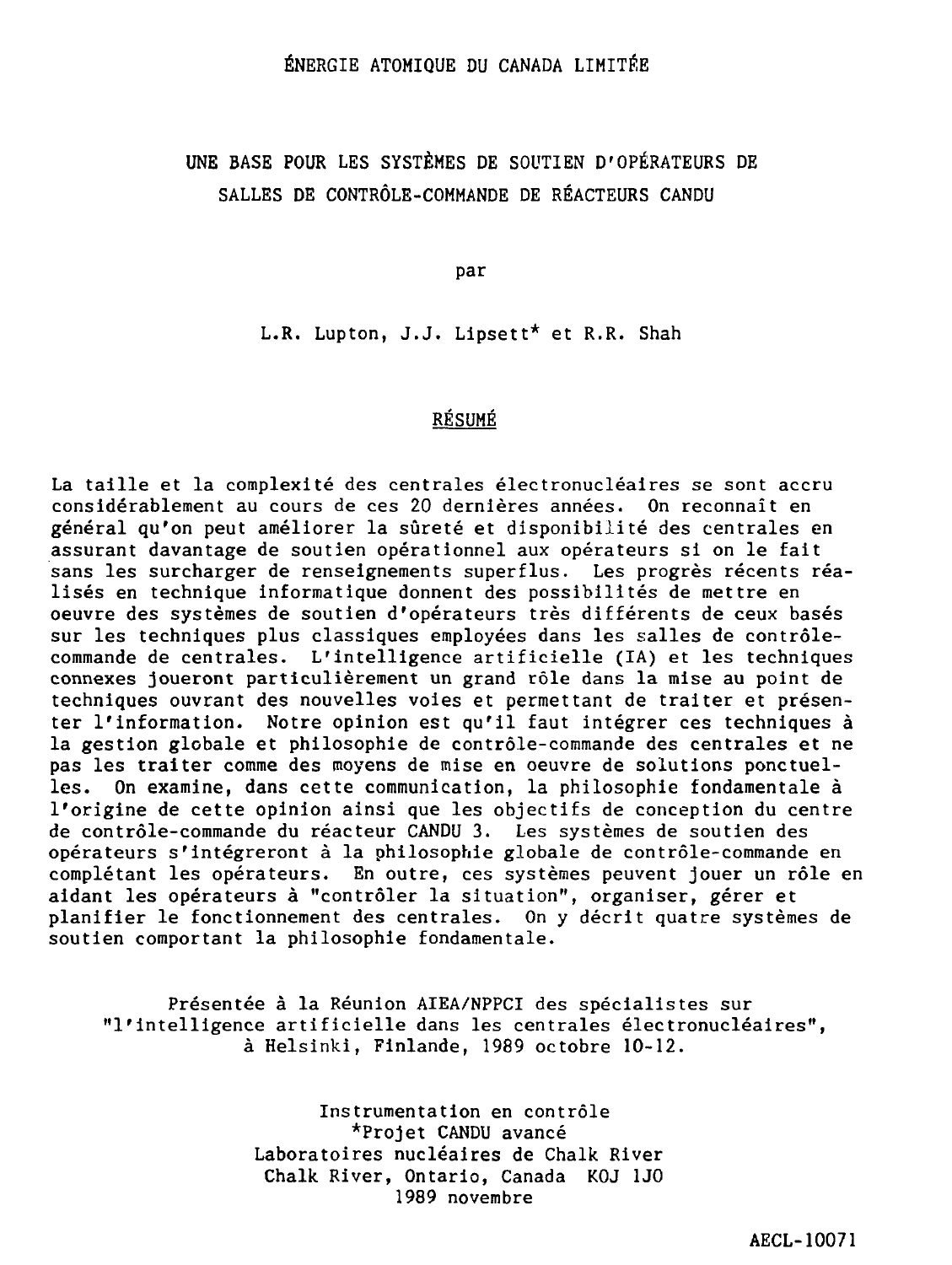ÉNERGIE ATOMIQUE DU CANADA LIMITÉE

# UNE BASE POUR LES SYSTÈMES DE SOUTIEN D'OPÉRATEURS DE SALLES DE CONTRÔLE-COMMANDE DE RÉACTEURS CANDU

par

L.R. Lupton, J.J. Lipsett* et R.R. Shah

## RÉSUMÉ

La taille et la complexité des centrales électronucléaires se sont accru considérablement au cours de ces 20 dernières années. On reconnaît en général qu'on peut améliorer la sûreté et disponibilité des centrales en assurant davantage de soutien opérationnel aux opérateurs si on le fait sans les surcharger de renseignements superflus. Les progrès récents réalisés en technique informatique donnent des possibilités de mettre en oeuvre des systèmes de soutien d'opérateurs très différents de ceux basés sur les techniques plus classiques employées dans les salles de contrôle-commande de centrales. L'intelligence artificielle (IA) et les techniques connexes joueront particulièrement un grand rôle dans la mise au point de techniques ouvrant des nouvelles voies et permettant de traiter et présenter l'information. Notre opinion est qu'il faut intégrer ces techniques à la gestion globale et philosophie de contrôle-commande des centrales et ne pas les traiter comme des moyens de mise en oeuvre de solutions ponctuelles. On examine, dans cette communication, la philosophie fondamentale à l'origine de cette opinion ainsi que les objectifs de conception du centre de contrôle-commande du réacteur CANDU 3. Les systèmes de soutien des opérateurs s'intégreront à la philosophie globale de contrôle-commande en complétant les opérateurs. En outre, ces systèmes peuvent jouer un rôle en aidant les opérateurs à "contrôler la situation", organiser, gérer et planifier le fonctionnement des centrales. On y décrit quatre systèmes de soutien comportant la philosophie fondamentale.

Présentée à la Réunion AIEA/NPPCI des spécialistes sur "l'intelligence artificielle dans les centrales électronucléaires", à Helsinki, Finlande, 1989 octobre 10-12.

Instrumentation en contrôle
*Projet CANDU avancé
Laboratoires nucléaires de Chalk River
Chalk River, Ontario, Canada KOJ 1JO
1989 novembre

AECL-10071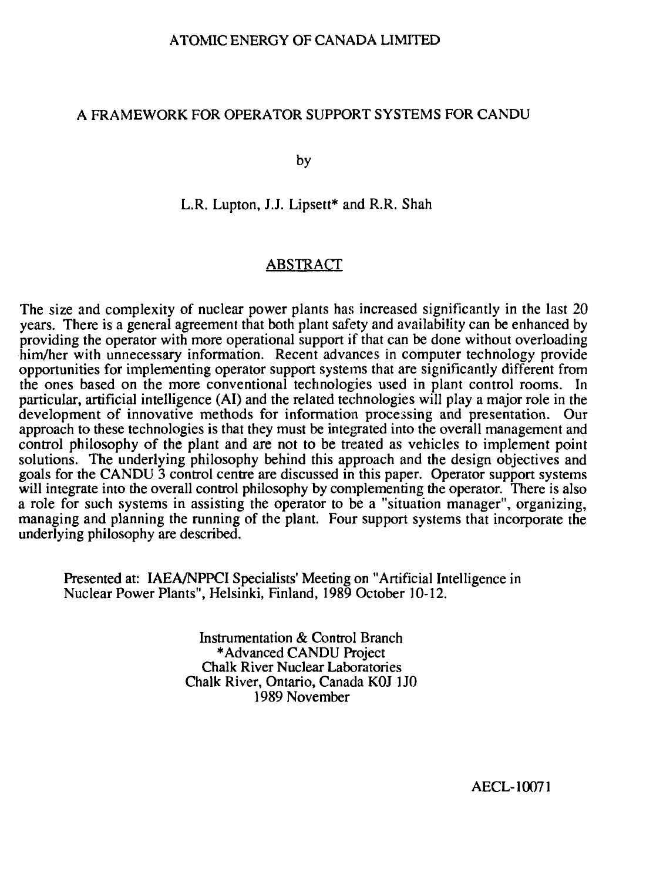ATOMIC ENERGY OF CANADA LIMITED

# A FRAMEWORK FOR OPERATOR SUPPORT SYSTEMS FOR CANDU

by

L.R. Lupton, J.J. Lipsett* and R.R. Shah

## ABSTRACT

The size and complexity of nuclear power plants has increased significantly in the last 20 years. There is a general agreement that both plant safety and availability can be enhanced by providing the operator with more operational support if that can be done without overloading him/her with unnecessary information. Recent advances in computer technology provide opportunities for implementing operator support systems that are significantly different from the ones based on the more conventional technologies used in plant control rooms. In particular, artificial intelligence (AI) and the related technologies will play a major role in the development of innovative methods for information processing and presentation. Our approach to these technologies is that they must be integrated into the overall management and control philosophy of the plant and are not to be treated as vehicles to implement point solutions. The underlying philosophy behind this approach and the design objectives and goals for the CANDU 3 control centre are discussed in this paper. Operator support systems will integrate into the overall control philosophy by complementing the operator. There is also a role for such systems in assisting the operator to be a "situation manager", organizing, managing and planning the running of the plant. Four support systems that incorporate the underlying philosophy are described.

Presented at: IAEA/NPPCI Specialists' Meeting on "Artificial Intelligence in Nuclear Power Plants", Helsinki, Finland, 1989 October 10-12.

Instrumentation & Control Branch
*Advanced CANDU Project
Chalk River Nuclear Laboratories
Chalk River, Ontario, Canada K0J 1J0
1989 November

AECL-10071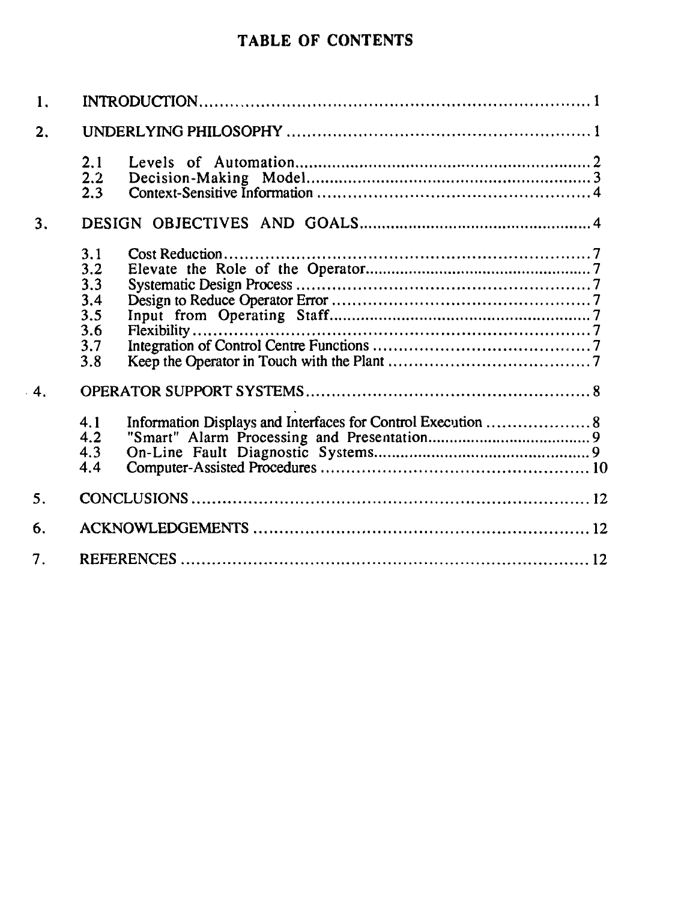# TABLE OF CONTENTS

1. INTRODUCTION ........................................................................ 1

2. UNDERLYING PHILOSOPHY ........................................................ 1

   2.1 Levels of Automation ........................................................ 2
   2.2 Decision-Making Model ...................................................... 3
   2.3 Context-Sensitive Information ............................................... 4

3. DESIGN OBJECTIVES AND GOALS ............................................... 4

   3.1 Cost Reduction .................................................................. 7
   3.2 Elevate the Role of the Operator ........................................... 7
   3.3 Systematic Design Process .................................................... 7
   3.4 Design to Reduce Operator Error ............................................ 7
   3.5 Input from Operating Staff .................................................. 7
   3.6 Flexibility ........................................................................ 7
   3.7 Integration of Control Centre Functions ................................... 7
   3.8 Keep the Operator in Touch with the Plant ................................ 7

4. OPERATOR SUPPORT SYSTEMS .................................................. 8

   4.1 Information Displays and Interfaces for Control Execution ............... 8
   4.2 "Smart" Alarm Processing and Presentation ............................... 9
   4.3 On-Line Fault Diagnostic Systems ........................................... 9
   4.4 Computer-Assisted Procedures .............................................. 10

5. CONCLUSIONS ........................................................................ 12

6. ACKNOWLEDGEMENTS ............................................................. 12

7. REFERENCES .......................................................................... 12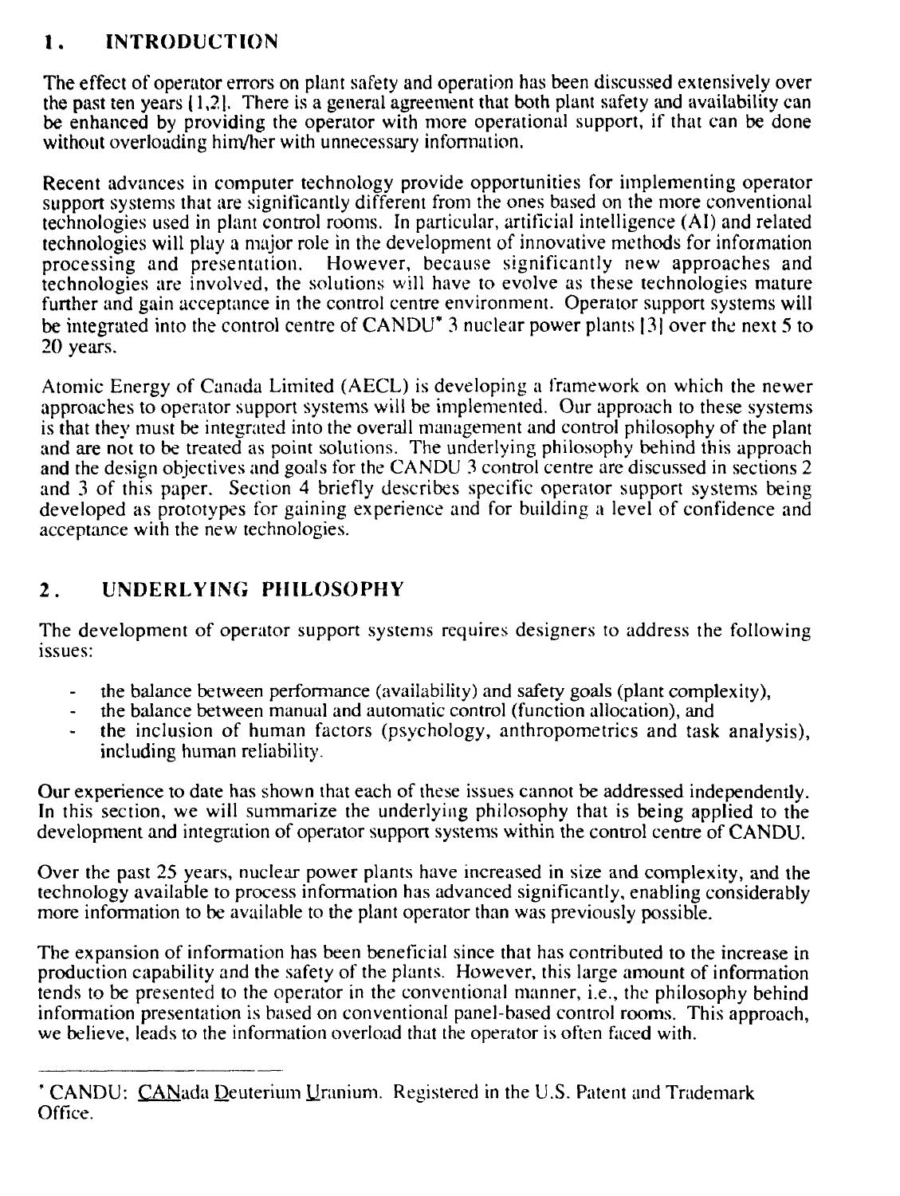## 1. INTRODUCTION

The effect of operator errors on plant safety and operation has been discussed extensively over the past ten years [1,2]. There is a general agreement that both plant safety and availability can be enhanced by providing the operator with more operational support, if that can be done without overloading him/her with unnecessary information.

Recent advances in computer technology provide opportunities for implementing operator support systems that are significantly different from the ones based on the more conventional technologies used in plant control rooms. In particular, artificial intelligence (AI) and related technologies will play a major role in the development of innovative methods for information processing and presentation. However, because significantly new approaches and technologies are involved, the solutions will have to evolve as these technologies mature further and gain acceptance in the control centre environment. Operator support systems will be integrated into the control centre of CANDU* 3 nuclear power plants [3] over the next 5 to 20 years.

Atomic Energy of Canada Limited (AECL) is developing a framework on which the newer approaches to operator support systems will be implemented. Our approach to these systems is that they must be integrated into the overall management and control philosophy of the plant and are not to be treated as point solutions. The underlying philosophy behind this approach and the design objectives and goals for the CANDU 3 control centre are discussed in sections 2 and 3 of this paper. Section 4 briefly describes specific operator support systems being developed as prototypes for gaining experience and for building a level of confidence and acceptance with the new technologies.

## 2. UNDERLYING PHILOSOPHY

The development of operator support systems requires designers to address the following issues:

- the balance between performance (availability) and safety goals (plant complexity),
- the balance between manual and automatic control (function allocation), and
- the inclusion of human factors (psychology, anthropometrics and task analysis), including human reliability.

Our experience to date has shown that each of these issues cannot be addressed independently. In this section, we will summarize the underlying philosophy that is being applied to the development and integration of operator support systems within the control centre of CANDU.

Over the past 25 years, nuclear power plants have increased in size and complexity, and the technology available to process information has advanced significantly, enabling considerably more information to be available to the plant operator than was previously possible.

The expansion of information has been beneficial since that has contributed to the increase in production capability and the safety of the plants. However, this large amount of information tends to be presented to the operator in the conventional manner, i.e., the philosophy behind information presentation is based on conventional panel-based control rooms. This approach, we believe, leads to the information overload that the operator is often faced with.

---

* CANDU: CANada Deuterium Uranium. Registered in the U.S. Patent and Trademark Office.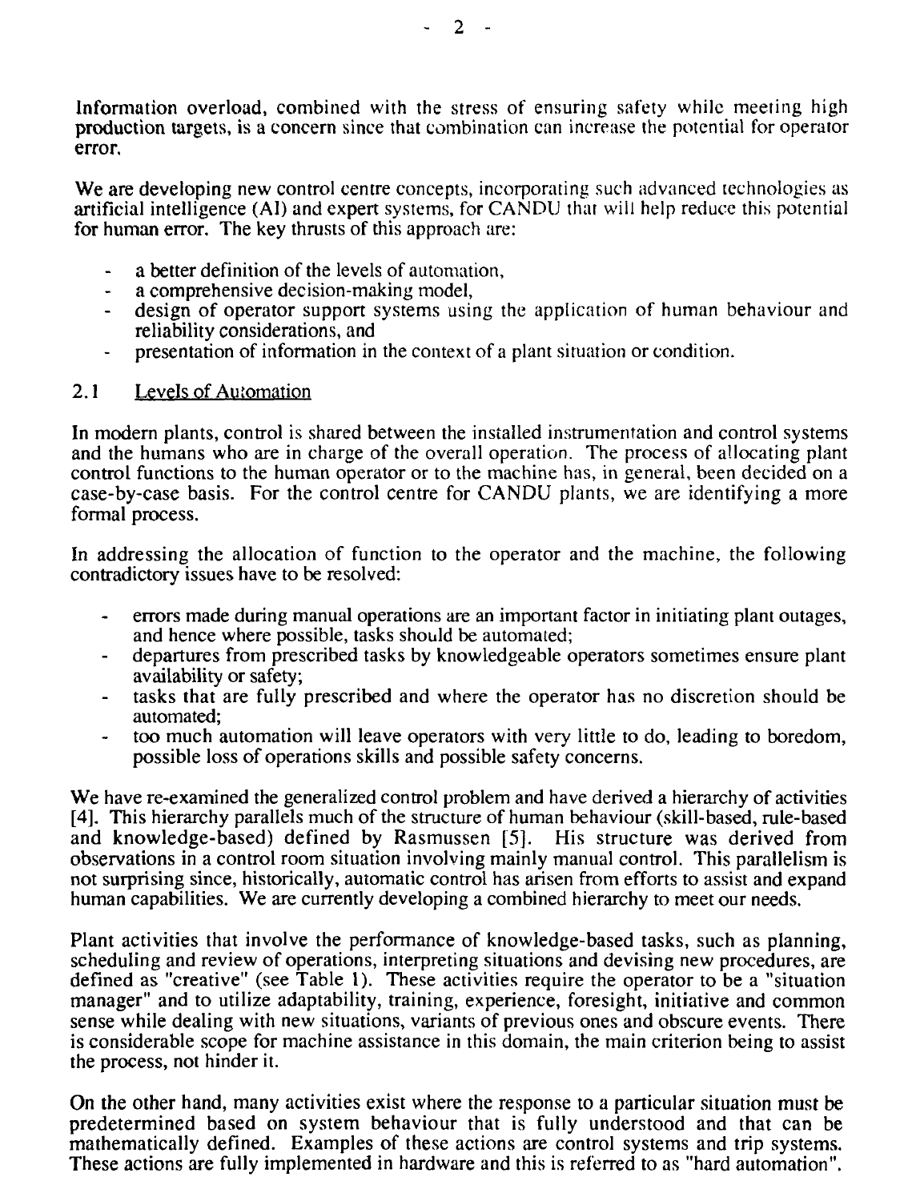Information overload, combined with the stress of ensuring safety while meeting high production targets, is a concern since that combination can increase the potential for operator error.

We are developing new control centre concepts, incorporating such advanced technologies as artificial intelligence (AI) and expert systems, for CANDU that will help reduce this potential for human error. The key thrusts of this approach are:

- a better definition of the levels of automation,
- a comprehensive decision-making model,
- design of operator support systems using the application of human behaviour and reliability considerations, and
- presentation of information in the context of a plant situation or condition.

## 2.1 Levels of Automation

In modern plants, control is shared between the installed instrumentation and control systems and the humans who are in charge of the overall operation. The process of allocating plant control functions to the human operator or to the machine has, in general, been decided on a case-by-case basis. For the control centre for CANDU plants, we are identifying a more formal process.

In addressing the allocation of function to the operator and the machine, the following contradictory issues have to be resolved:

- errors made during manual operations are an important factor in initiating plant outages, and hence where possible, tasks should be automated;
- departures from prescribed tasks by knowledgeable operators sometimes ensure plant availability or safety;
- tasks that are fully prescribed and where the operator has no discretion should be automated;
- too much automation will leave operators with very little to do, leading to boredom, possible loss of operations skills and possible safety concerns.

We have re-examined the generalized control problem and have derived a hierarchy of activities [4]. This hierarchy parallels much of the structure of human behaviour (skill-based, rule-based and knowledge-based) defined by Rasmussen [5]. His structure was derived from observations in a control room situation involving mainly manual control. This parallelism is not surprising since, historically, automatic control has arisen from efforts to assist and expand human capabilities. We are currently developing a combined hierarchy to meet our needs.

Plant activities that involve the performance of knowledge-based tasks, such as planning, scheduling and review of operations, interpreting situations and devising new procedures, are defined as "creative" (see Table 1). These activities require the operator to be a "situation manager" and to utilize adaptability, training, experience, foresight, initiative and common sense while dealing with new situations, variants of previous ones and obscure events. There is considerable scope for machine assistance in this domain, the main criterion being to assist the process, not hinder it.

On the other hand, many activities exist where the response to a particular situation must be predetermined based on system behaviour that is fully understood and that can be mathematically defined. Examples of these actions are control systems and trip systems. These actions are fully implemented in hardware and this is referred to as "hard automation".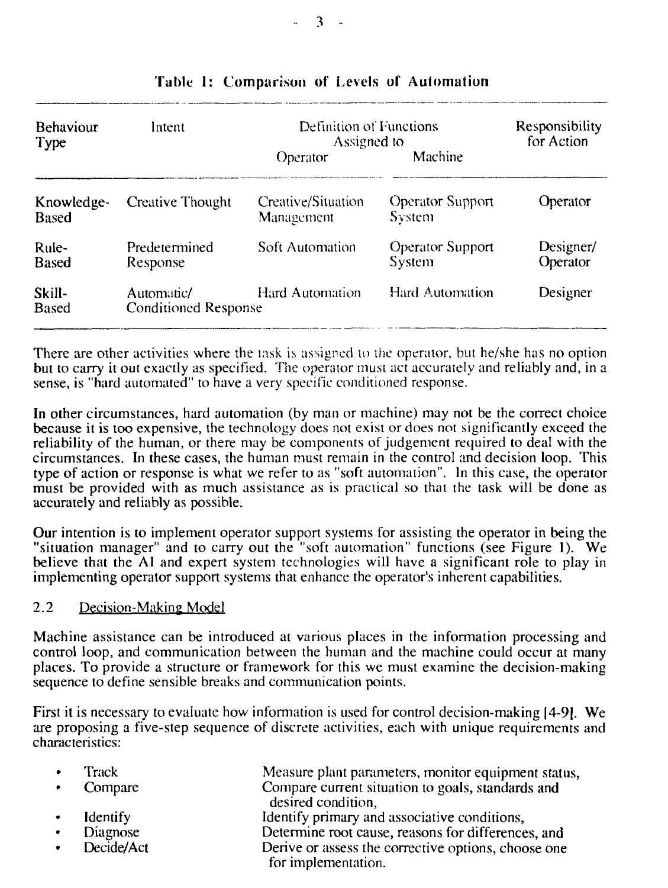**Table 1: Comparison of Levels of Automation**

| Behaviour Type | Intent | Definition of Functions Assigned to | | Responsibility for Action |
|---|---|---|---|---|
| | | Operator | Machine | |
| Knowledge-Based | Creative Thought | Creative/Situation Management | Operator Support System | Operator |
| Rule-Based | Predetermined Response | Soft Automation | Operator Support System | Designer/ Operator |
| Skill-Based | Automatic/ Conditioned Response | Hard Automation | Hard Automation | Designer |

There are other activities where the task is assigned to the operator, but he/she has no option but to carry it out exactly as specified. The operator must act accurately and reliably and, in a sense, is "hard automated" to have a very specific conditioned response.

In other circumstances, hard automation (by man or machine) may not be the correct choice because it is too expensive, the technology does not exist or does not significantly exceed the reliability of the human, or there may be components of judgement required to deal with the circumstances. In these cases, the human must remain in the control and decision loop. This type of action or response is what we refer to as "soft automation". In this case, the operator must be provided with as much assistance as is practical so that the task will be done as accurately and reliably as possible.

Our intention is to implement operator support systems for assisting the operator in being the "situation manager" and to carry out the "soft automation" functions (see Figure 1). We believe that the AI and expert system technologies will have a significant role to play in implementing operator support systems that enhance the operator's inherent capabilities.

## 2.2 Decision-Making Model

Machine assistance can be introduced at various places in the information processing and control loop, and communication between the human and the machine could occur at many places. To provide a structure or framework for this we must examine the decision-making sequence to define sensible breaks and communication points.

First it is necessary to evaluate how information is used for control decision-making [4-9]. We are proposing a five-step sequence of discrete activities, each with unique requirements and characteristics:

- Track — Measure plant parameters, monitor equipment status,
- Compare — Compare current situation to goals, standards and desired condition,
- Identify — Identify primary and associative conditions,
- Diagnose — Determine root cause, reasons for differences, and
- Decide/Act — Derive or assess the corrective options, choose one for implementation.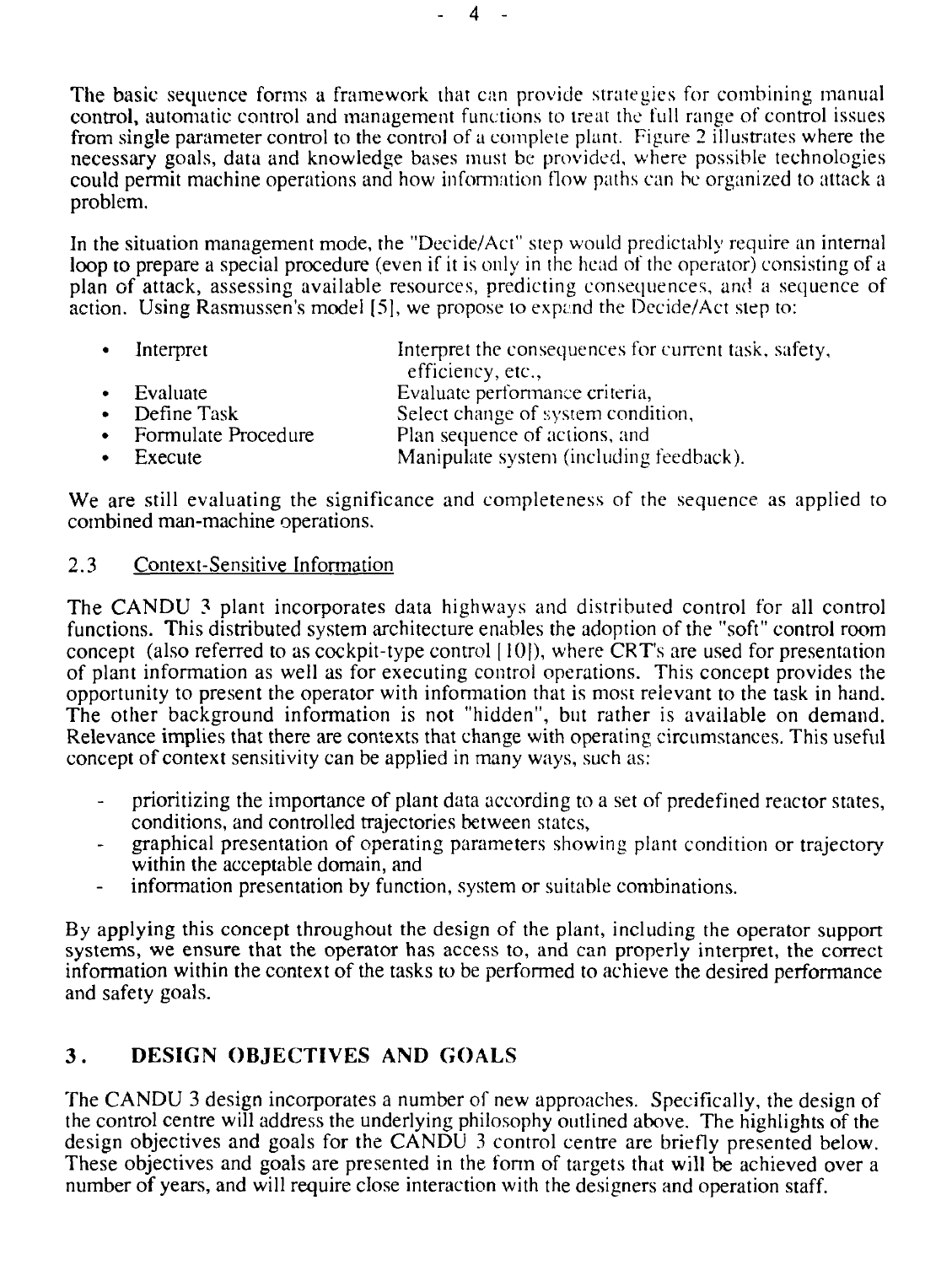The basic sequence forms a framework that can provide strategies for combining manual control, automatic control and management functions to treat the full range of control issues from single parameter control to the control of a complete plant. Figure 2 illustrates where the necessary goals, data and knowledge bases must be provided, where possible technologies could permit machine operations and how information flow paths can be organized to attack a problem.

In the situation management mode, the "Decide/Act" step would predictably require an internal loop to prepare a special procedure (even if it is only in the head of the operator) consisting of a plan of attack, assessing available resources, predicting consequences, and a sequence of action. Using Rasmussen's model [5], we propose to expand the Decide/Act step to:

- Interpret — Interpret the consequences for current task, safety, efficiency, etc.,
- Evaluate — Evaluate performance criteria,
- Define Task — Select change of system condition,
- Formulate Procedure — Plan sequence of actions, and
- Execute — Manipulate system (including feedback).

We are still evaluating the significance and completeness of the sequence as applied to combined man-machine operations.

### 2.3 Context-Sensitive Information

The CANDU 3 plant incorporates data highways and distributed control for all control functions. This distributed system architecture enables the adoption of the "soft" control room concept (also referred to as cockpit-type control [10]), where CRT's are used for presentation of plant information as well as for executing control operations. This concept provides the opportunity to present the operator with information that is most relevant to the task in hand. The other background information is not "hidden", but rather is available on demand. Relevance implies that there are contexts that change with operating circumstances. This useful concept of context sensitivity can be applied in many ways, such as:

- prioritizing the importance of plant data according to a set of predefined reactor states, conditions, and controlled trajectories between states,
- graphical presentation of operating parameters showing plant condition or trajectory within the acceptable domain, and
- information presentation by function, system or suitable combinations.

By applying this concept throughout the design of the plant, including the operator support systems, we ensure that the operator has access to, and can properly interpret, the correct information within the context of the tasks to be performed to achieve the desired performance and safety goals.

## 3. DESIGN OBJECTIVES AND GOALS

The CANDU 3 design incorporates a number of new approaches. Specifically, the design of the control centre will address the underlying philosophy outlined above. The highlights of the design objectives and goals for the CANDU 3 control centre are briefly presented below. These objectives and goals are presented in the form of targets that will be achieved over a number of years, and will require close interaction with the designers and operation staff.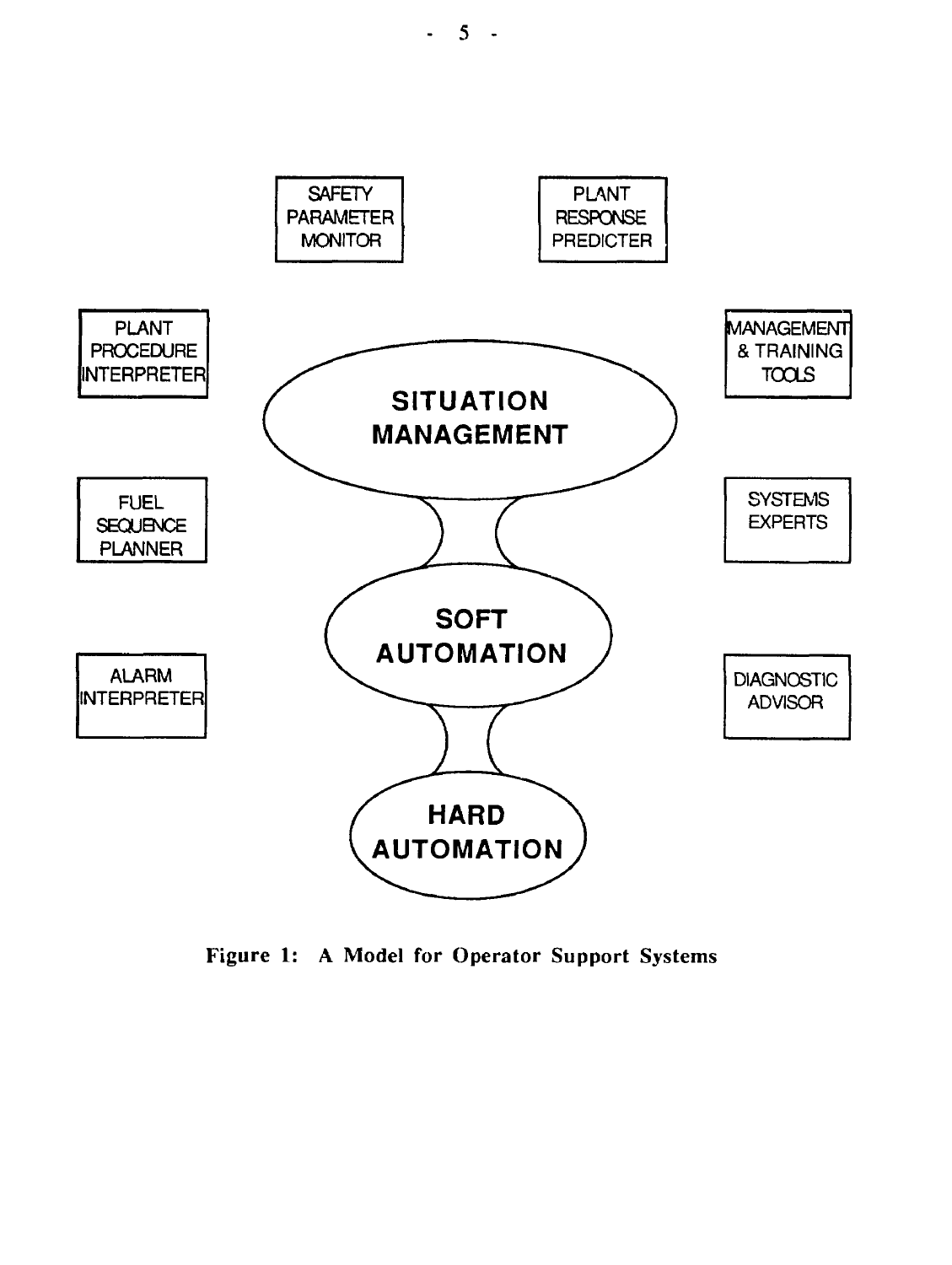SAFETY PARAMETER MONITOR

PLANT RESPONSE PREDICTER

PLANT PROCEDURE INTERPRETER

MANAGEMENT & TRAINING TOOLS

SITUATION MANAGEMENT

FUEL SEQUENCE PLANNER

SYSTEMS EXPERTS

SOFT AUTOMATION

ALARM INTERPRETER

DIAGNOSTIC ADVISOR

HARD AUTOMATION

**Figure 1: A Model for Operator Support Systems**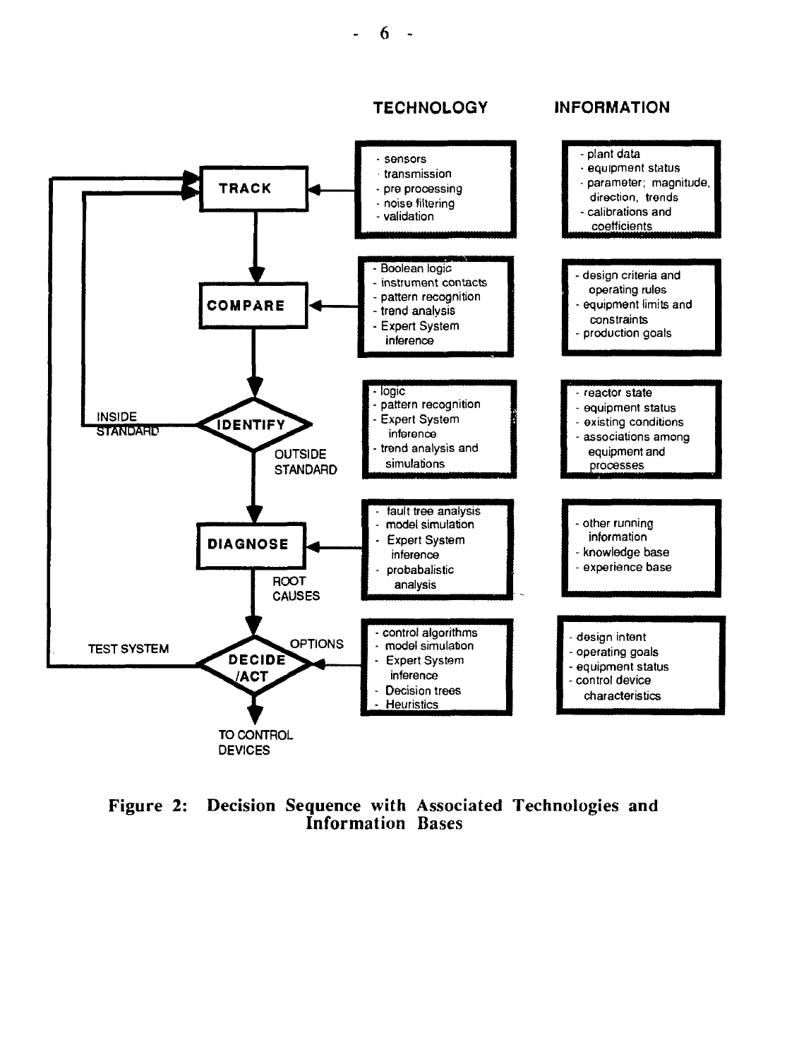| | TECHNOLOGY | INFORMATION |
|---|---|---|
| **TRACK** | - sensors<br>- transmission<br>- pre processing<br>- noise filtering<br>- validation | - plant data<br>- equipment status<br>- parameter; magnitude, direction, trends<br>- calibrations and coefficients |
| **COMPARE** | - Boolean logic<br>- instrument contacts<br>- pattern recognition<br>- trend analysis<br>- Expert System inference | - design criteria and operating rules<br>- equipment limits and constraints<br>- production goals |
| **IDENTIFY** (INSIDE STANDARD → TRACK; OUTSIDE STANDARD → DIAGNOSE) | - logic<br>- pattern recognition<br>- Expert System inference<br>- trend analysis and simulations | - reactor state<br>- equipment status<br>- existing conditions<br>- associations among equipment and processes |
| **DIAGNOSE** (ROOT CAUSES → DECIDE/ACT) | - fault tree analysis<br>- model simulation<br>- Expert System inference<br>- probabalistic analysis | - other running information<br>- knowledge base<br>- experience base |
| **DECIDE/ACT** (OPTIONS; TEST SYSTEM → TRACK; → TO CONTROL DEVICES) | - control algorithms<br>- model simulation<br>- Expert System inference<br>- Decision trees<br>- Heuristics | - design intent<br>- operating goals<br>- equipment status<br>- control device characteristics |

**Figure 2: Decision Sequence with Associated Technologies and Information Bases**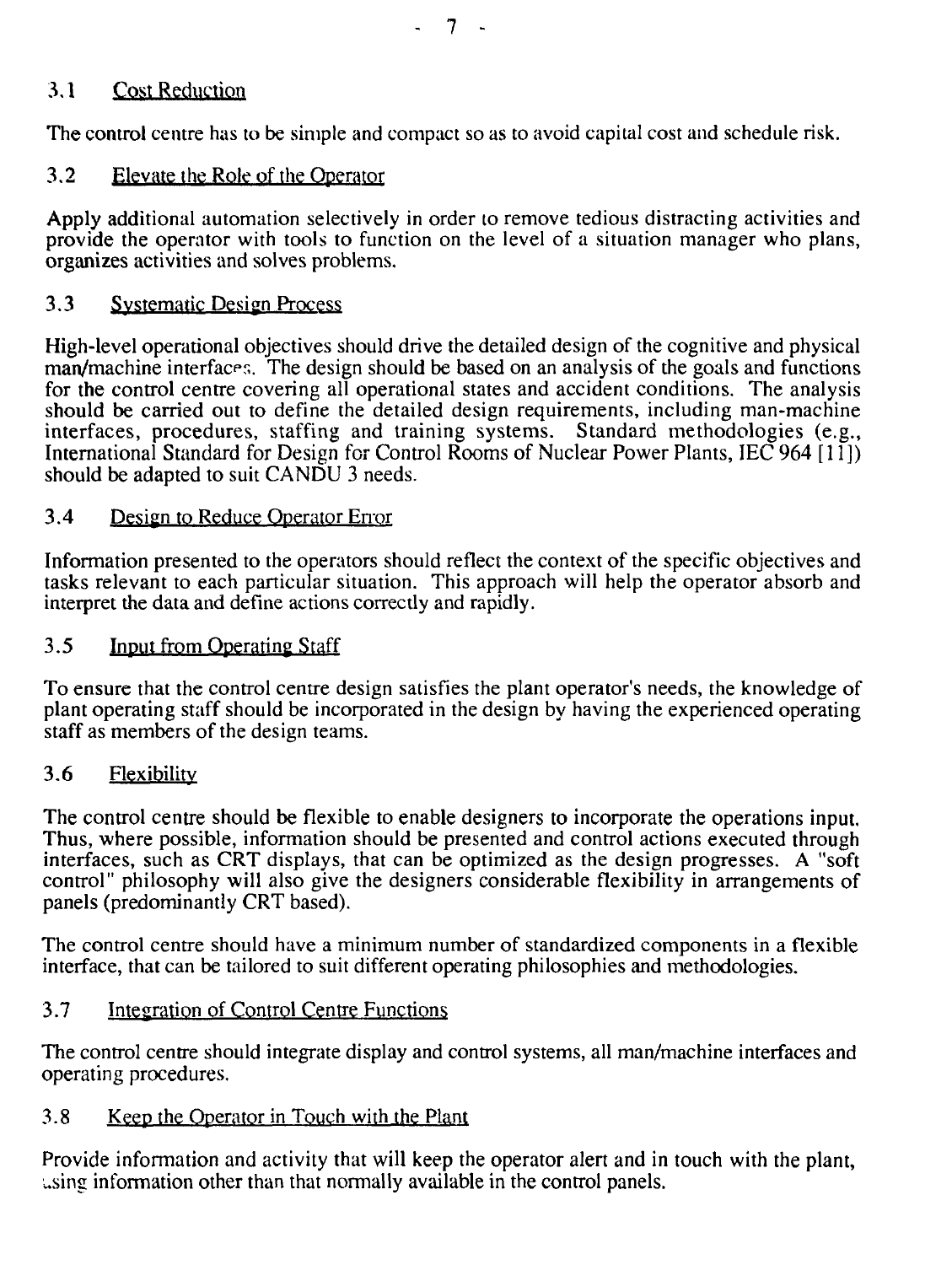## 3.1 Cost Reduction

The control centre has to be simple and compact so as to avoid capital cost and schedule risk.

## 3.2 Elevate the Role of the Operator

Apply additional automation selectively in order to remove tedious distracting activities and provide the operator with tools to function on the level of a situation manager who plans, organizes activities and solves problems.

## 3.3 Systematic Design Process

High-level operational objectives should drive the detailed design of the cognitive and physical man/machine interfaces. The design should be based on an analysis of the goals and functions for the control centre covering all operational states and accident conditions. The analysis should be carried out to define the detailed design requirements, including man-machine interfaces, procedures, staffing and training systems. Standard methodologies (e.g., International Standard for Design for Control Rooms of Nuclear Power Plants, IEC 964 [11]) should be adapted to suit CANDU 3 needs.

## 3.4 Design to Reduce Operator Error

Information presented to the operators should reflect the context of the specific objectives and tasks relevant to each particular situation. This approach will help the operator absorb and interpret the data and define actions correctly and rapidly.

## 3.5 Input from Operating Staff

To ensure that the control centre design satisfies the plant operator's needs, the knowledge of plant operating staff should be incorporated in the design by having the experienced operating staff as members of the design teams.

## 3.6 Flexibility

The control centre should be flexible to enable designers to incorporate the operations input. Thus, where possible, information should be presented and control actions executed through interfaces, such as CRT displays, that can be optimized as the design progresses. A "soft control" philosophy will also give the designers considerable flexibility in arrangements of panels (predominantly CRT based).

The control centre should have a minimum number of standardized components in a flexible interface, that can be tailored to suit different operating philosophies and methodologies.

## 3.7 Integration of Control Centre Functions

The control centre should integrate display and control systems, all man/machine interfaces and operating procedures.

## 3.8 Keep the Operator in Touch with the Plant

Provide information and activity that will keep the operator alert and in touch with the plant, using information other than that normally available in the control panels.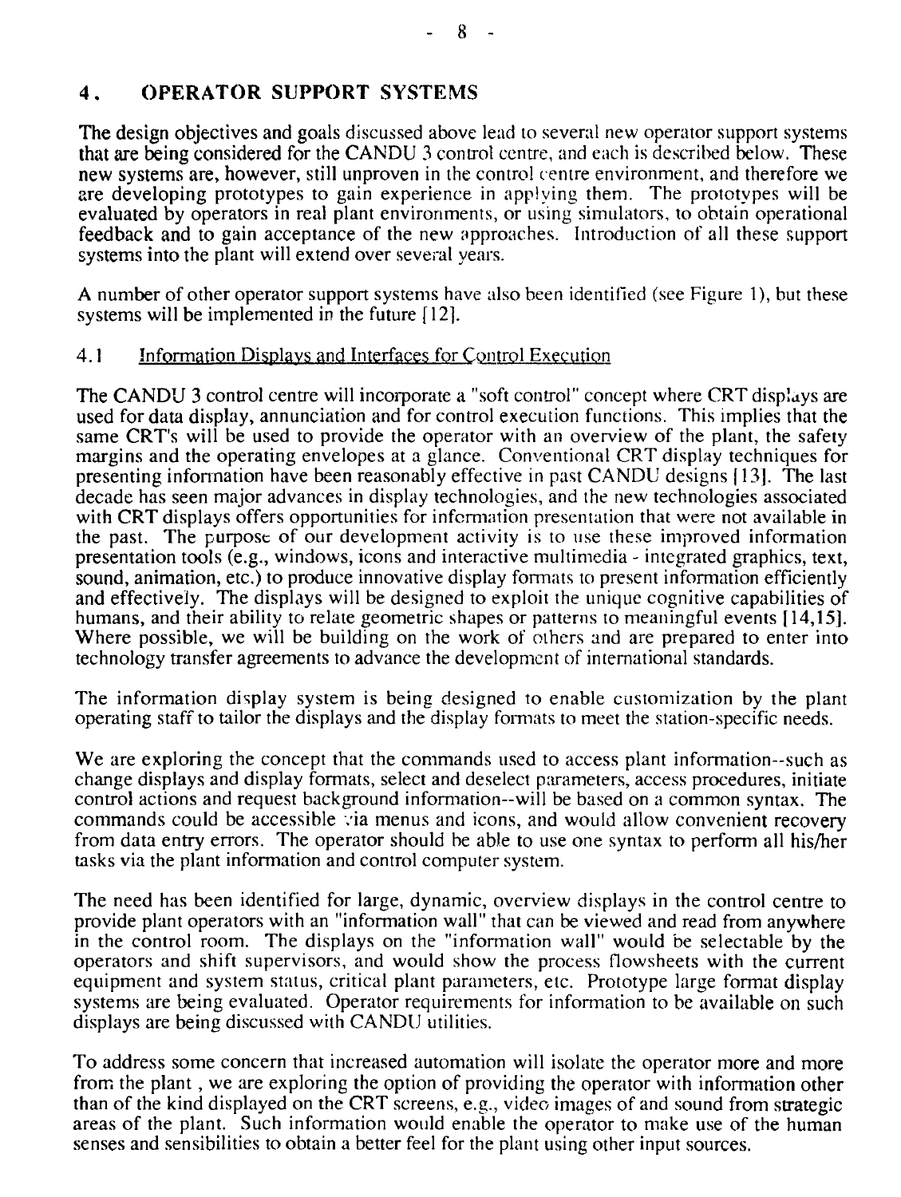## 4. OPERATOR SUPPORT SYSTEMS

The design objectives and goals discussed above lead to several new operator support systems that are being considered for the CANDU 3 control centre, and each is described below. These new systems are, however, still unproven in the control centre environment, and therefore we are developing prototypes to gain experience in applying them. The prototypes will be evaluated by operators in real plant environments, or using simulators, to obtain operational feedback and to gain acceptance of the new approaches. Introduction of all these support systems into the plant will extend over several years.

A number of other operator support systems have also been identified (see Figure 1), but these systems will be implemented in the future [12].

### 4.1 Information Displays and Interfaces for Control Execution

The CANDU 3 control centre will incorporate a "soft control" concept where CRT displays are used for data display, annunciation and for control execution functions. This implies that the same CRT's will be used to provide the operator with an overview of the plant, the safety margins and the operating envelopes at a glance. Conventional CRT display techniques for presenting information have been reasonably effective in past CANDU designs [13]. The last decade has seen major advances in display technologies, and the new technologies associated with CRT displays offers opportunities for information presentation that were not available in the past. The purpose of our development activity is to use these improved information presentation tools (e.g., windows, icons and interactive multimedia - integrated graphics, text, sound, animation, etc.) to produce innovative display formats to present information efficiently and effectively. The displays will be designed to exploit the unique cognitive capabilities of humans, and their ability to relate geometric shapes or patterns to meaningful events [14,15]. Where possible, we will be building on the work of others and are prepared to enter into technology transfer agreements to advance the development of international standards.

The information display system is being designed to enable customization by the plant operating staff to tailor the displays and the display formats to meet the station-specific needs.

We are exploring the concept that the commands used to access plant information--such as change displays and display formats, select and deselect parameters, access procedures, initiate control actions and request background information--will be based on a common syntax. The commands could be accessible via menus and icons, and would allow convenient recovery from data entry errors. The operator should be able to use one syntax to perform all his/her tasks via the plant information and control computer system.

The need has been identified for large, dynamic, overview displays in the control centre to provide plant operators with an "information wall" that can be viewed and read from anywhere in the control room. The displays on the "information wall" would be selectable by the operators and shift supervisors, and would show the process flowsheets with the current equipment and system status, critical plant parameters, etc. Prototype large format display systems are being evaluated. Operator requirements for information to be available on such displays are being discussed with CANDU utilities.

To address some concern that increased automation will isolate the operator more and more from the plant , we are exploring the option of providing the operator with information other than of the kind displayed on the CRT screens, e.g., video images of and sound from strategic areas of the plant. Such information would enable the operator to make use of the human senses and sensibilities to obtain a better feel for the plant using other input sources.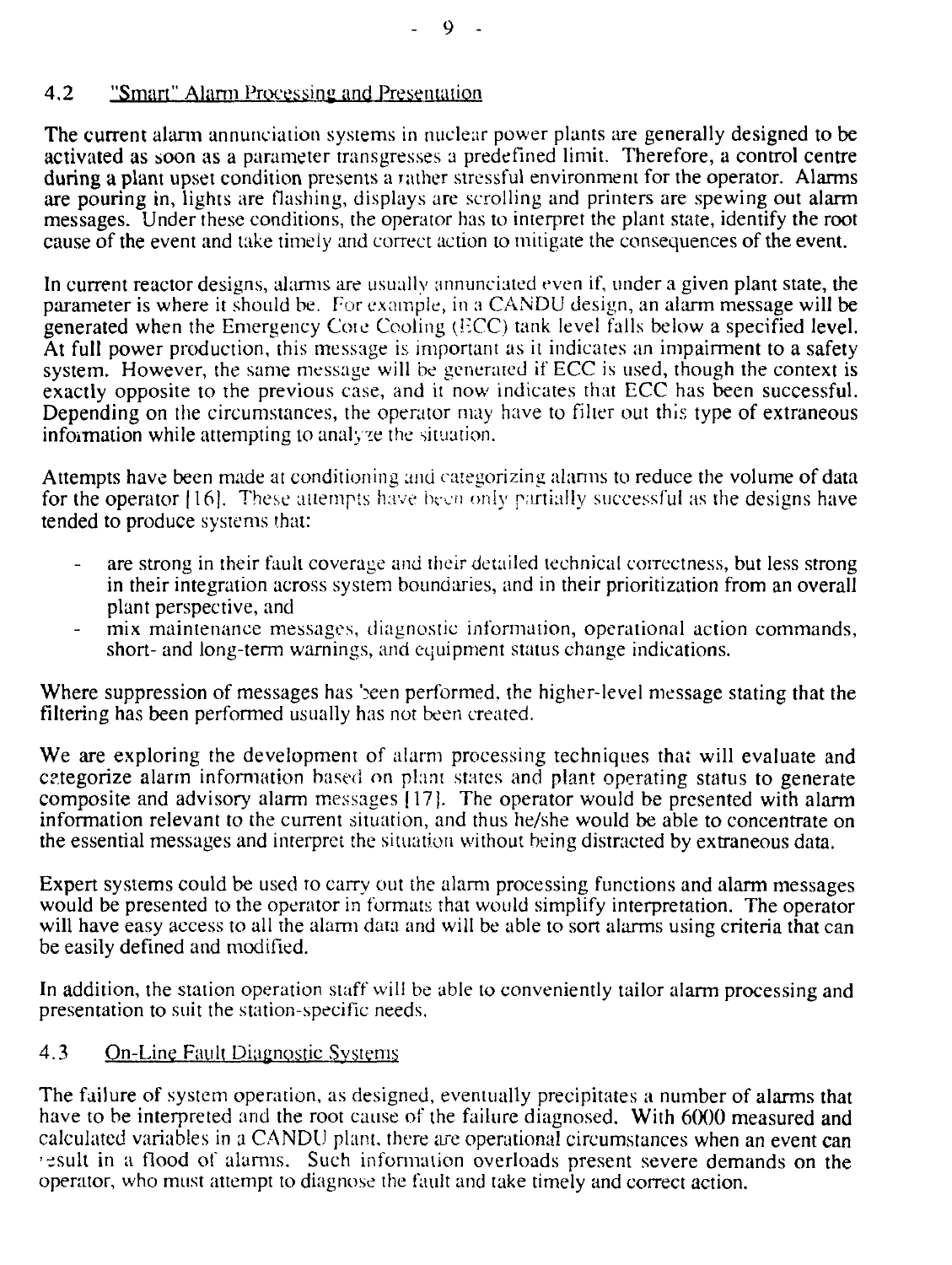## 4.2 "Smart" Alarm Processing and Presentation

The current alarm annunciation systems in nuclear power plants are generally designed to be activated as soon as a parameter transgresses a predefined limit. Therefore, a control centre during a plant upset condition presents a rather stressful environment for the operator. Alarms are pouring in, lights are flashing, displays are scrolling and printers are spewing out alarm messages. Under these conditions, the operator has to interpret the plant state, identify the root cause of the event and take timely and correct action to mitigate the consequences of the event.

In current reactor designs, alarms are usually annunciated even if, under a given plant state, the parameter is where it should be. For example, in a CANDU design, an alarm message will be generated when the Emergency Core Cooling (ECC) tank level falls below a specified level. At full power production, this message is important as it indicates an impairment to a safety system. However, the same message will be generated if ECC is used, though the context is exactly opposite to the previous case, and it now indicates that ECC has been successful. Depending on the circumstances, the operator may have to filter out this type of extraneous information while attempting to analyze the situation.

Attempts have been made at conditioning and categorizing alarms to reduce the volume of data for the operator [16]. These attempts have been only partially successful as the designs have tended to produce systems that:

- are strong in their fault coverage and their detailed technical correctness, but less strong in their integration across system boundaries, and in their prioritization from an overall plant perspective, and
- mix maintenance messages, diagnostic information, operational action commands, short- and long-term warnings, and equipment status change indications.

Where suppression of messages has been performed, the higher-level message stating that the filtering has been performed usually has not been created.

We are exploring the development of alarm processing techniques that will evaluate and categorize alarm information based on plant states and plant operating status to generate composite and advisory alarm messages [17]. The operator would be presented with alarm information relevant to the current situation, and thus he/she would be able to concentrate on the essential messages and interpret the situation without being distracted by extraneous data.

Expert systems could be used to carry out the alarm processing functions and alarm messages would be presented to the operator in formats that would simplify interpretation. The operator will have easy access to all the alarm data and will be able to sort alarms using criteria that can be easily defined and modified.

In addition, the station operation staff will be able to conveniently tailor alarm processing and presentation to suit the station-specific needs.

## 4.3 On-Line Fault Diagnostic Systems

The failure of system operation, as designed, eventually precipitates a number of alarms that have to be interpreted and the root cause of the failure diagnosed. With 6000 measured and calculated variables in a CANDU plant, there are operational circumstances when an event can result in a flood of alarms. Such information overloads present severe demands on the operator, who must attempt to diagnose the fault and take timely and correct action.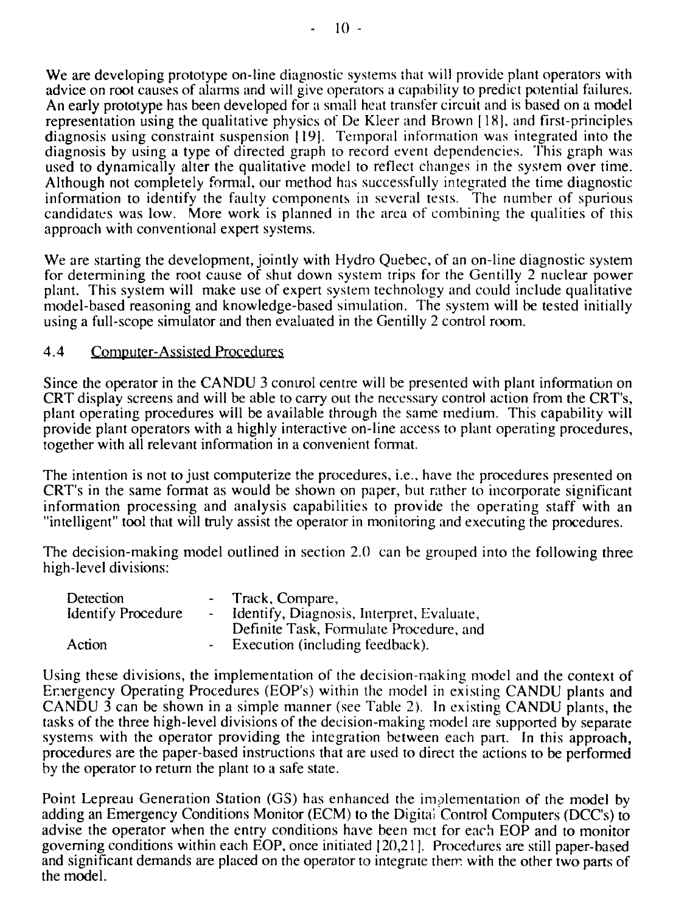We are developing prototype on-line diagnostic systems that will provide plant operators with advice on root causes of alarms and will give operators a capability to predict potential failures. An early prototype has been developed for a small heat transfer circuit and is based on a model representation using the qualitative physics of De Kleer and Brown [18], and first-principles diagnosis using constraint suspension [19]. Temporal information was integrated into the diagnosis by using a type of directed graph to record event dependencies. This graph was used to dynamically alter the qualitative model to reflect changes in the system over time. Although not completely formal, our method has successfully integrated the time diagnostic information to identify the faulty components in several tests. The number of spurious candidates was low. More work is planned in the area of combining the qualities of this approach with conventional expert systems.

We are starting the development, jointly with Hydro Quebec, of an on-line diagnostic system for determining the root cause of shut down system trips for the Gentilly 2 nuclear power plant. This system will make use of expert system technology and could include qualitative model-based reasoning and knowledge-based simulation. The system will be tested initially using a full-scope simulator and then evaluated in the Gentilly 2 control room.

## 4.4 Computer-Assisted Procedures

Since the operator in the CANDU 3 control centre will be presented with plant information on CRT display screens and will be able to carry out the necessary control action from the CRT's, plant operating procedures will be available through the same medium. This capability will provide plant operators with a highly interactive on-line access to plant operating procedures, together with all relevant information in a convenient format.

The intention is not to just computerize the procedures, i.e., have the procedures presented on CRT's in the same format as would be shown on paper, but rather to incorporate significant information processing and analysis capabilities to provide the operating staff with an "intelligent" tool that will truly assist the operator in monitoring and executing the procedures.

The decision-making model outlined in section 2.0 can be grouped into the following three high-level divisions:

| | | |
|---|---|---|
| Detection | - | Track, Compare, |
| Identify Procedure | - | Identify, Diagnosis, Interpret, Evaluate, Definite Task, Formulate Procedure, and |
| Action | - | Execution (including feedback). |

Using these divisions, the implementation of the decision-making model and the context of Emergency Operating Procedures (EOP's) within the model in existing CANDU plants and CANDU 3 can be shown in a simple manner (see Table 2). In existing CANDU plants, the tasks of the three high-level divisions of the decision-making model are supported by separate systems with the operator providing the integration between each part. In this approach, procedures are the paper-based instructions that are used to direct the actions to be performed by the operator to return the plant to a safe state.

Point Lepreau Generation Station (GS) has enhanced the implementation of the model by adding an Emergency Conditions Monitor (ECM) to the Digital Control Computers (DCC's) to advise the operator when the entry conditions have been met for each EOP and to monitor governing conditions within each EOP, once initiated [20,21]. Procedures are still paper-based and significant demands are placed on the operator to integrate them with the other two parts of the model.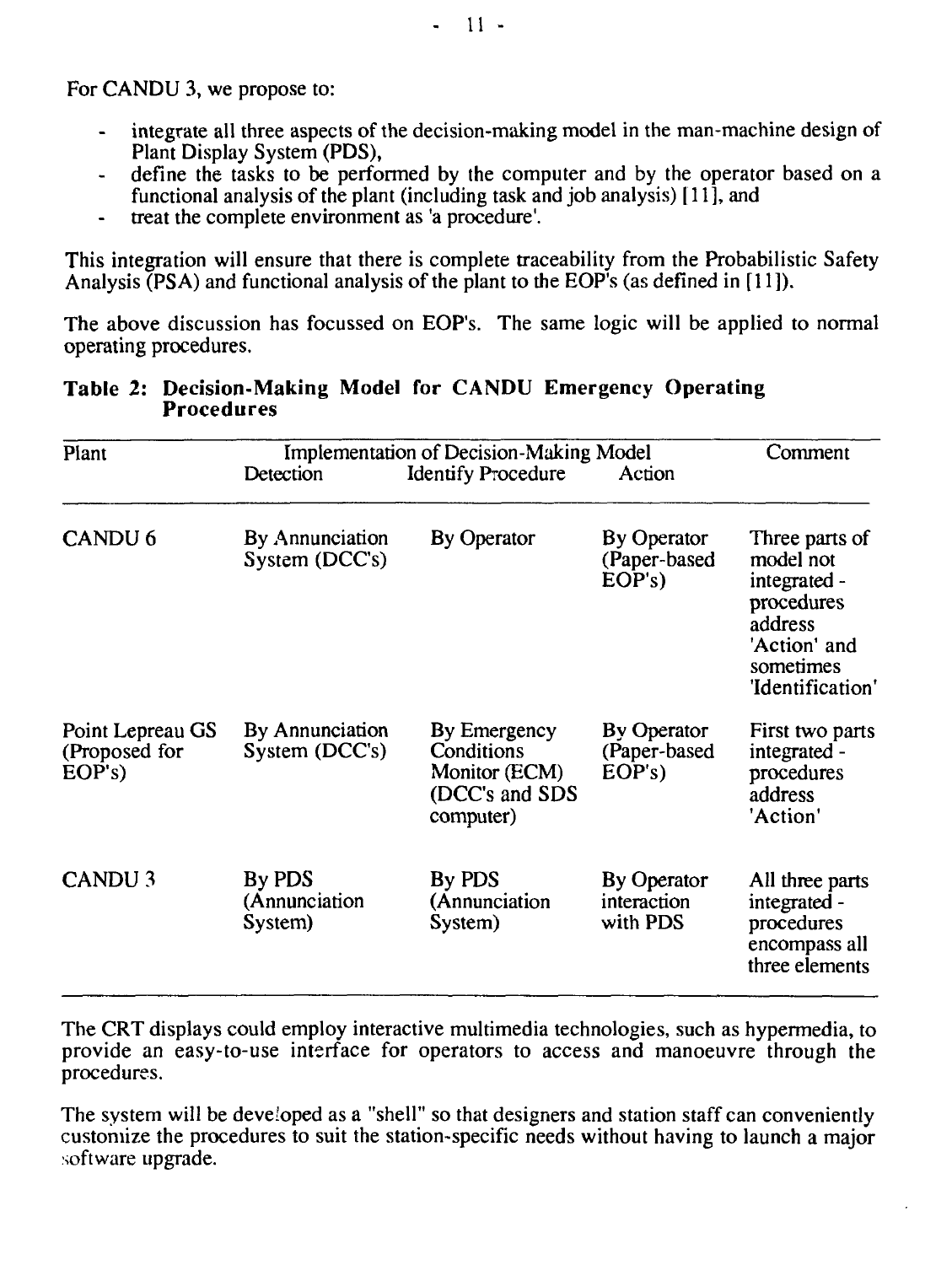For CANDU 3, we propose to:

- integrate all three aspects of the decision-making model in the man-machine design of Plant Display System (PDS),
- define the tasks to be performed by the computer and by the operator based on a functional analysis of the plant (including task and job analysis) [11], and
- treat the complete environment as 'a procedure'.

This integration will ensure that there is complete traceability from the Probabilistic Safety Analysis (PSA) and functional analysis of the plant to the EOP's (as defined in [11]).

The above discussion has focussed on EOP's. The same logic will be applied to normal operating procedures.

**Table 2: Decision-Making Model for CANDU Emergency Operating Procedures**

| Plant | Implementation of Decision-Making Model | | | Comment |
|---|---|---|---|---|
| | Detection | Identify Procedure | Action | |
| CANDU 6 | By Annunciation System (DCC's) | By Operator | By Operator (Paper-based EOP's) | Three parts of model not integrated - procedures address 'Action' and sometimes 'Identification' |
| Point Lepreau GS (Proposed for EOP's) | By Annunciation System (DCC's) | By Emergency Conditions Monitor (ECM) (DCC's and SDS computer) | By Operator (Paper-based EOP's) | First two parts integrated - procedures address 'Action' |
| CANDU 3 | By PDS (Annunciation System) | By PDS (Annunciation System) | By Operator interaction with PDS | All three parts integrated - procedures encompass all three elements |

The CRT displays could employ interactive multimedia technologies, such as hypermedia, to provide an easy-to-use interface for operators to access and manoeuvre through the procedures.

The system will be developed as a "shell" so that designers and station staff can conveniently customize the procedures to suit the station-specific needs without having to launch a major software upgrade.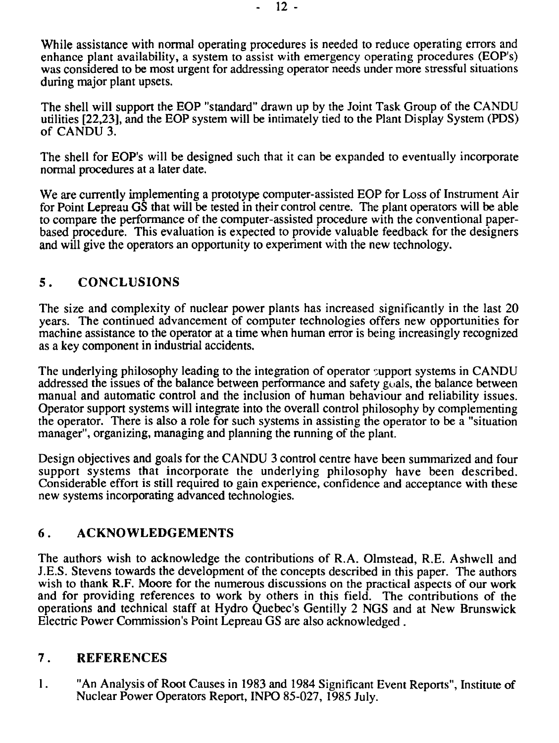While assistance with normal operating procedures is needed to reduce operating errors and enhance plant availability, a system to assist with emergency operating procedures (EOP's) was considered to be most urgent for addressing operator needs under more stressful situations during major plant upsets.

The shell will support the EOP "standard" drawn up by the Joint Task Group of the CANDU utilities [22,23], and the EOP system will be intimately tied to the Plant Display System (PDS) of CANDU 3.

The shell for EOP's will be designed such that it can be expanded to eventually incorporate normal procedures at a later date.

We are currently implementing a prototype computer-assisted EOP for Loss of Instrument Air for Point Lepreau GS that will be tested in their control centre. The plant operators will be able to compare the performance of the computer-assisted procedure with the conventional paper-based procedure. This evaluation is expected to provide valuable feedback for the designers and will give the operators an opportunity to experiment with the new technology.

## 5. CONCLUSIONS

The size and complexity of nuclear power plants has increased significantly in the last 20 years. The continued advancement of computer technologies offers new opportunities for machine assistance to the operator at a time when human error is being increasingly recognized as a key component in industrial accidents.

The underlying philosophy leading to the integration of operator support systems in CANDU addressed the issues of the balance between performance and safety goals, the balance between manual and automatic control and the inclusion of human behaviour and reliability issues. Operator support systems will integrate into the overall control philosophy by complementing the operator. There is also a role for such systems in assisting the operator to be a "situation manager", organizing, managing and planning the running of the plant.

Design objectives and goals for the CANDU 3 control centre have been summarized and four support systems that incorporate the underlying philosophy have been described. Considerable effort is still required to gain experience, confidence and acceptance with these new systems incorporating advanced technologies.

## 6. ACKNOWLEDGEMENTS

The authors wish to acknowledge the contributions of R.A. Olmstead, R.E. Ashwell and J.E.S. Stevens towards the development of the concepts described in this paper. The authors wish to thank R.F. Moore for the numerous discussions on the practical aspects of our work and for providing references to work by others in this field. The contributions of the operations and technical staff at Hydro Quebec's Gentilly 2 NGS and at New Brunswick Electric Power Commission's Point Lepreau GS are also acknowledged .

## 7. REFERENCES

1. "An Analysis of Root Causes in 1983 and 1984 Significant Event Reports", Institute of Nuclear Power Operators Report, INPO 85-027, 1985 July.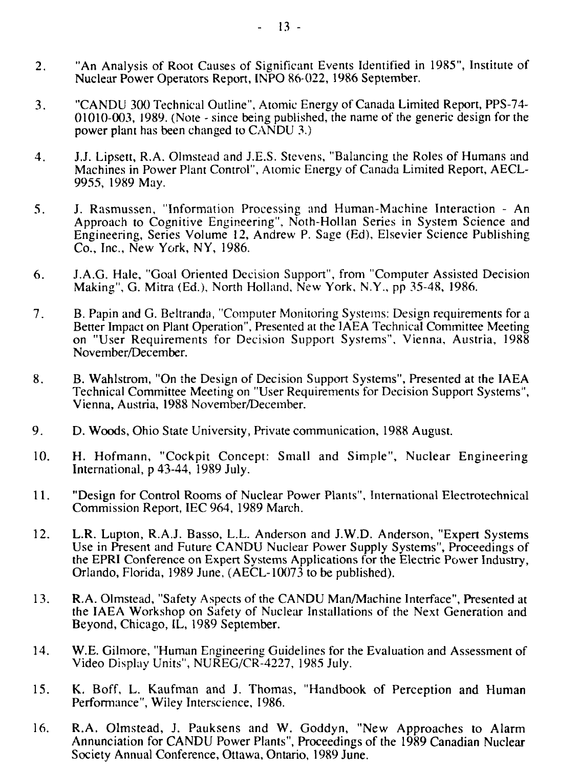2. "An Analysis of Root Causes of Significant Events Identified in 1985", Institute of Nuclear Power Operators Report, INPO 86-022, 1986 September.

3. "CANDU 300 Technical Outline", Atomic Energy of Canada Limited Report, PPS-74-01010-003, 1989. (Note - since being published, the name of the generic design for the power plant has been changed to CANDU 3.)

4. J.J. Lipsett, R.A. Olmstead and J.E.S. Stevens, "Balancing the Roles of Humans and Machines in Power Plant Control", Atomic Energy of Canada Limited Report, AECL-9955, 1989 May.

5. J. Rasmussen, "Information Processing and Human-Machine Interaction - An Approach to Cognitive Engineering", Noth-Hollan Series in System Science and Engineering, Series Volume 12, Andrew P. Sage (Ed), Elsevier Science Publishing Co., Inc., New York, NY, 1986.

6. J.A.G. Hale, "Goal Oriented Decision Support", from "Computer Assisted Decision Making", G. Mitra (Ed.), North Holland, New York, N.Y., pp 35-48, 1986.

7. B. Papin and G. Beltranda, "Computer Monitoring Systems: Design requirements for a Better Impact on Plant Operation", Presented at the IAEA Technical Committee Meeting on "User Requirements for Decision Support Systems", Vienna, Austria, 1988 November/December.

8. B. Wahlstrom, "On the Design of Decision Support Systems", Presented at the IAEA Technical Committee Meeting on "User Requirements for Decision Support Systems", Vienna, Austria, 1988 November/December.

9. D. Woods, Ohio State University, Private communication, 1988 August.

10. H. Hofmann, "Cockpit Concept: Small and Simple", Nuclear Engineering International, p 43-44, 1989 July.

11. "Design for Control Rooms of Nuclear Power Plants", International Electrotechnical Commission Report, IEC 964, 1989 March.

12. L.R. Lupton, R.A.J. Basso, L.L. Anderson and J.W.D. Anderson, "Expert Systems Use in Present and Future CANDU Nuclear Power Supply Systems", Proceedings of the EPRI Conference on Expert Systems Applications for the Electric Power Industry, Orlando, Florida, 1989 June, (AECL-10073 to be published).

13. R.A. Olmstead, "Safety Aspects of the CANDU Man/Machine Interface", Presented at the IAEA Workshop on Safety of Nuclear Installations of the Next Generation and Beyond, Chicago, IL, 1989 September.

14. W.E. Gilmore, "Human Engineering Guidelines for the Evaluation and Assessment of Video Display Units", NUREG/CR-4227, 1985 July.

15. K. Boff, L. Kaufman and J. Thomas, "Handbook of Perception and Human Performance", Wiley Interscience, 1986.

16. R.A. Olmstead, J. Pauksens and W. Goddyn, "New Approaches to Alarm Annunciation for CANDU Power Plants", Proceedings of the 1989 Canadian Nuclear Society Annual Conference, Ottawa, Ontario, 1989 June.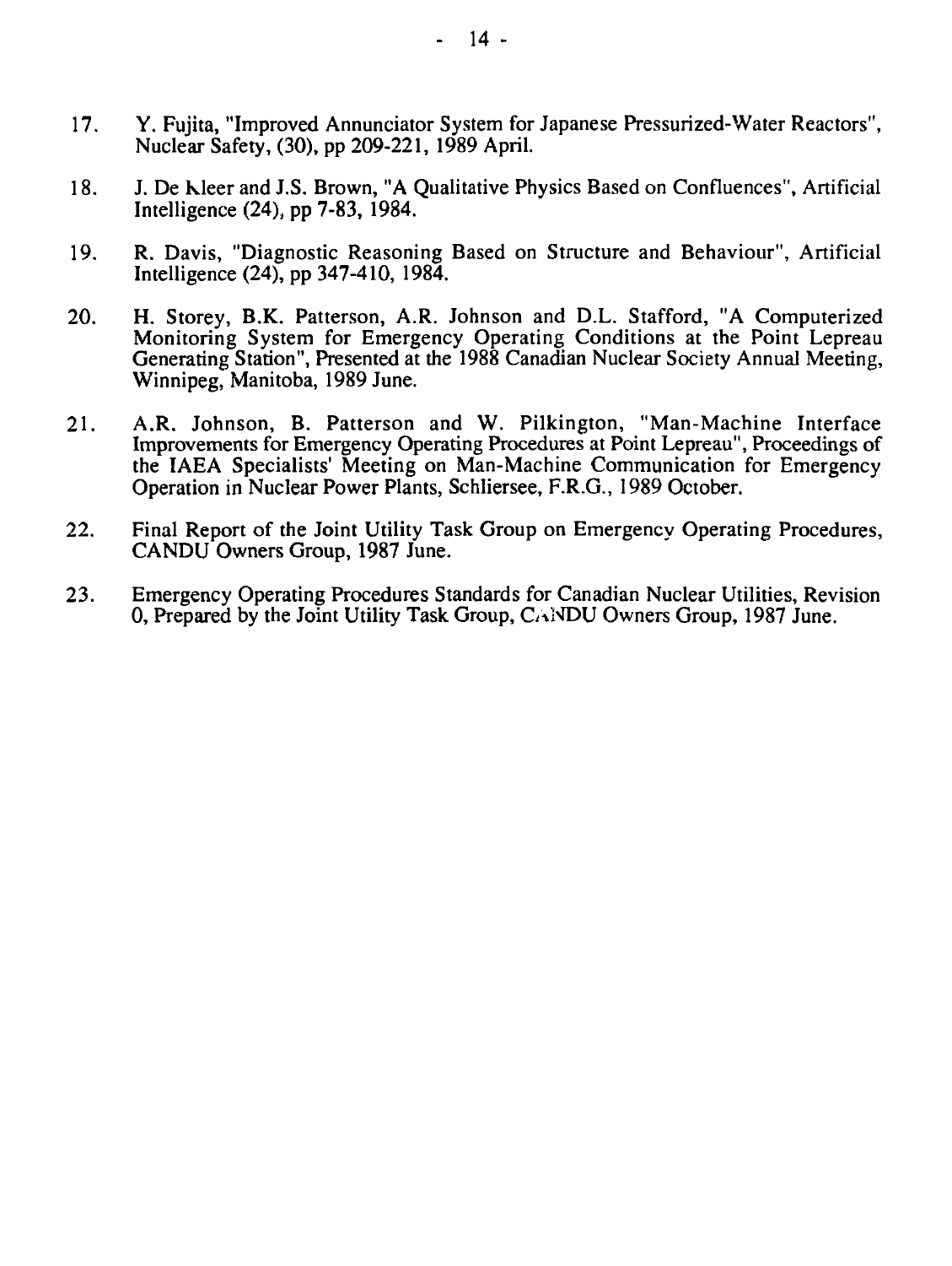17. Y. Fujita, "Improved Annunciator System for Japanese Pressurized-Water Reactors", Nuclear Safety, (30), pp 209-221, 1989 April.

18. J. De Kleer and J.S. Brown, "A Qualitative Physics Based on Confluences", Artificial Intelligence (24), pp 7-83, 1984.

19. R. Davis, "Diagnostic Reasoning Based on Structure and Behaviour", Artificial Intelligence (24), pp 347-410, 1984.

20. H. Storey, B.K. Patterson, A.R. Johnson and D.L. Stafford, "A Computerized Monitoring System for Emergency Operating Conditions at the Point Lepreau Generating Station", Presented at the 1988 Canadian Nuclear Society Annual Meeting, Winnipeg, Manitoba, 1989 June.

21. A.R. Johnson, B. Patterson and W. Pilkington, "Man-Machine Interface Improvements for Emergency Operating Procedures at Point Lepreau", Proceedings of the IAEA Specialists' Meeting on Man-Machine Communication for Emergency Operation in Nuclear Power Plants, Schliersee, F.R.G., 1989 October.

22. Final Report of the Joint Utility Task Group on Emergency Operating Procedures, CANDU Owners Group, 1987 June.

23. Emergency Operating Procedures Standards for Canadian Nuclear Utilities, Revision 0, Prepared by the Joint Utility Task Group, CANDU Owners Group, 1987 June.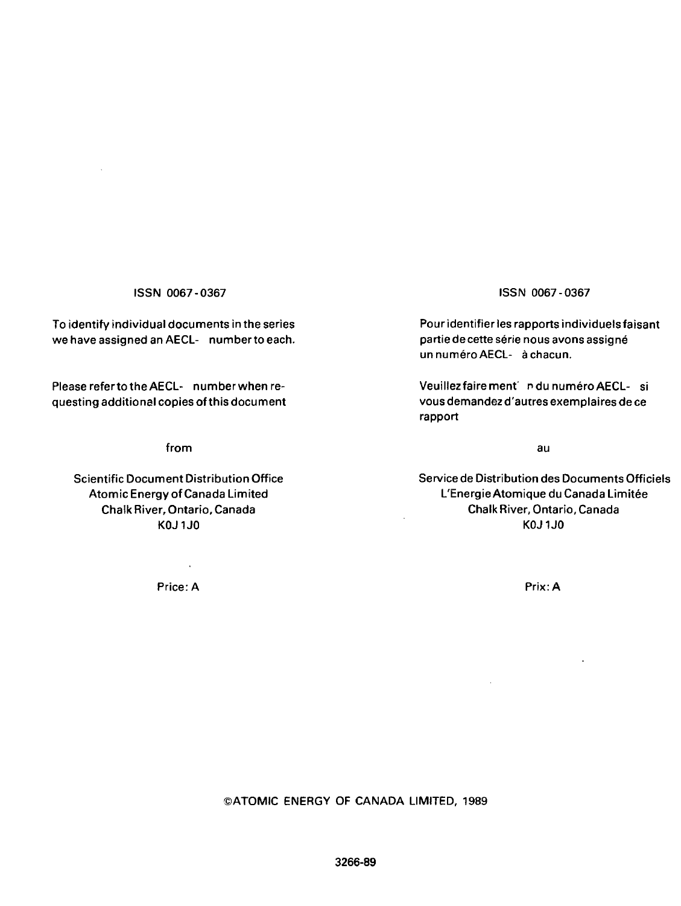ISSN 0067-0367

To identify individual documents in the series we have assigned an AECL- number to each.

Please refer to the AECL- number when requesting additional copies of this document

from

Scientific Document Distribution Office
Atomic Energy of Canada Limited
Chalk River, Ontario, Canada
K0J 1J0

Price: A

ISSN 0067-0367

Pour identifier les rapports individuels faisant partie de cette série nous avons assigné un numéro AECL- à chacun.

Veuillez faire ment' n du numéro AECL- si vous demandez d'autres exemplaires de ce rapport

au

Service de Distribution des Documents Officiels
L'Energie Atomique du Canada Limitée
Chalk River, Ontario, Canada
K0J 1J0

Prix: A

©ATOMIC ENERGY OF CANADA LIMITED, 1989

3266-89